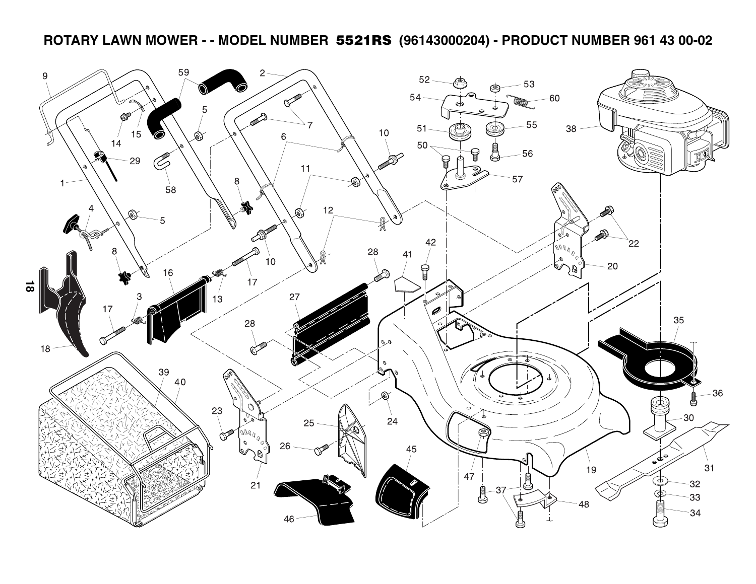# ROTARY LAWN MOWER - - MODEL NUMBER 5521RS (96143000204) - PRODUCT NUMBER 961 43 00-02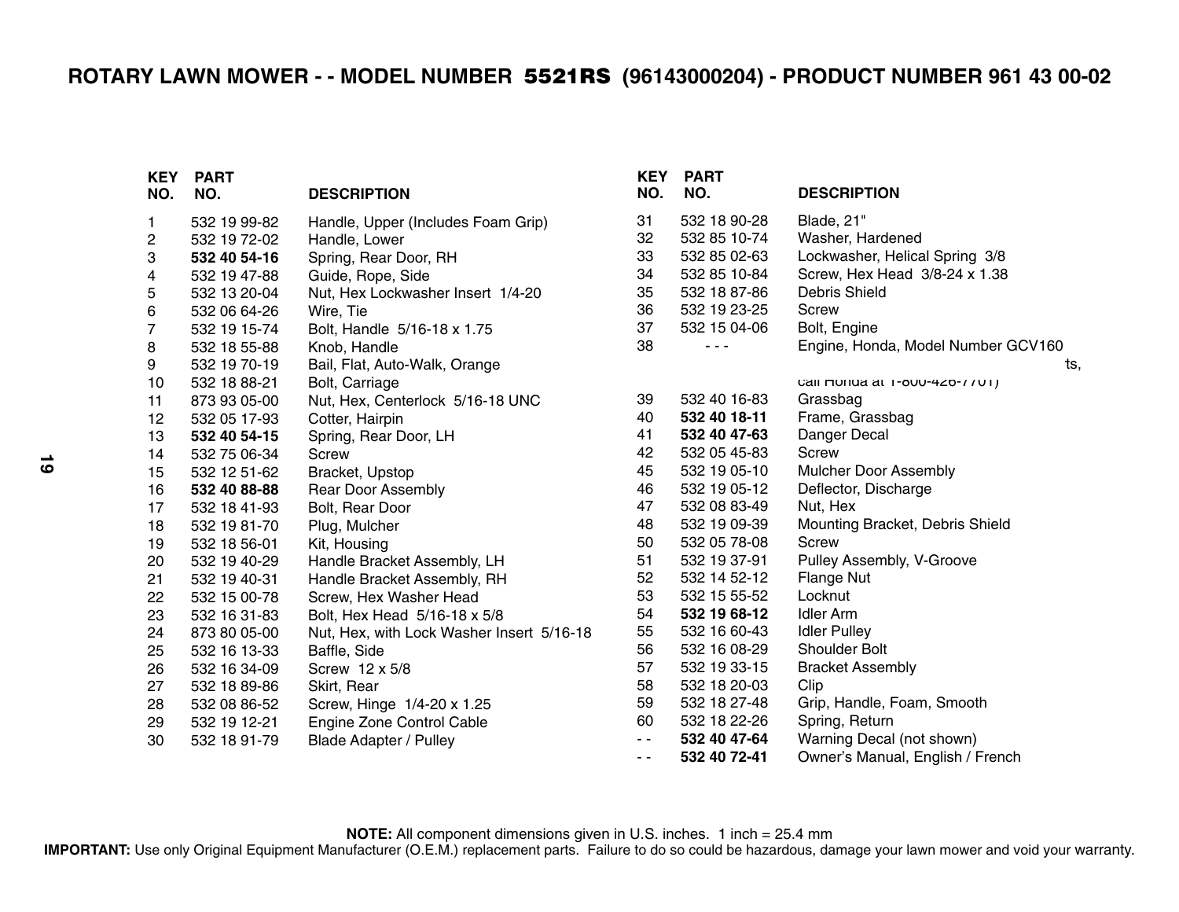# ROTARY LAWN MOWER - - MODEL NUMBER 5521RS (96143000204) - PRODUCT NUMBER 961 43 00-02

| KEY NO. | PART NO. | DESCRIPTION |
|---|---|---|
| 1 | 532 19 99-82 | Handle, Upper (Includes Foam Grip) |
| 2 | 532 19 72-02 | Handle, Lower |
| 3 | **532 40 54-16** | Spring, Rear Door, RH |
| 4 | 532 19 47-88 | Guide, Rope, Side |
| 5 | 532 13 20-04 | Nut, Hex Lockwasher Insert 1/4-20 |
| 6 | 532 06 64-26 | Wire, Tie |
| 7 | 532 19 15-74 | Bolt, Handle 5/16-18 x 1.75 |
| 8 | 532 18 55-88 | Knob, Handle |
| 9 | 532 19 70-19 | Bail, Flat, Auto-Walk, Orange |
| 10 | 532 18 88-21 | Bolt, Carriage |
| 11 | 873 93 05-00 | Nut, Hex, Centerlock 5/16-18 UNC |
| 12 | 532 05 17-93 | Cotter, Hairpin |
| 13 | **532 40 54-15** | Spring, Rear Door, LH |
| 14 | 532 75 06-34 | Screw |
| 15 | 532 12 51-62 | Bracket, Upstop |
| 16 | **532 40 88-88** | Rear Door Assembly |
| 17 | 532 18 41-93 | Bolt, Rear Door |
| 18 | 532 19 81-70 | Plug, Mulcher |
| 19 | 532 18 56-01 | Kit, Housing |
| 20 | 532 19 40-29 | Handle Bracket Assembly, LH |
| 21 | 532 19 40-31 | Handle Bracket Assembly, RH |
| 22 | 532 15 00-78 | Screw, Hex Washer Head |
| 23 | 532 16 31-83 | Bolt, Hex Head 5/16-18 x 5/8 |
| 24 | 873 80 05-00 | Nut, Hex, with Lock Washer Insert 5/16-18 |
| 25 | 532 16 13-33 | Baffle, Side |
| 26 | 532 16 34-09 | Screw 12 x 5/8 |
| 27 | 532 18 89-86 | Skirt, Rear |
| 28 | 532 08 86-52 | Screw, Hinge 1/4-20 x 1.25 |
| 29 | 532 19 12-21 | Engine Zone Control Cable |
| 30 | 532 18 91-79 | Blade Adapter / Pulley |
| 31 | 532 18 90-28 | Blade, 21" |
| 32 | 532 85 10-74 | Washer, Hardened |
| 33 | 532 85 02-63 | Lockwasher, Helical Spring 3/8 |
| 34 | 532 85 10-84 | Screw, Hex Head 3/8-24 x 1.38 |
| 35 | 532 18 87-86 | Debris Shield |
| 36 | 532 19 23-25 | Screw |
| 37 | 532 15 04-06 | Bolt, Engine |
| 38 | - - - | Engine, Honda, Model Number GCV160 ...ts, call Honda at 1-800-426-7701) |
| 39 | 532 40 16-83 | Grassbag |
| 40 | **532 40 18-11** | Frame, Grassbag |
| 41 | **532 40 47-63** | Danger Decal |
| 42 | 532 05 45-83 | Screw |
| 45 | 532 19 05-10 | Mulcher Door Assembly |
| 46 | 532 19 05-12 | Deflector, Discharge |
| 47 | 532 08 83-49 | Nut, Hex |
| 48 | 532 19 09-39 | Mounting Bracket, Debris Shield |
| 50 | 532 05 78-08 | Screw |
| 51 | 532 19 37-91 | Pulley Assembly, V-Groove |
| 52 | 532 14 52-12 | Flange Nut |
| 53 | 532 15 55-52 | Locknut |
| 54 | **532 19 68-12** | Idler Arm |
| 55 | 532 16 60-43 | Idler Pulley |
| 56 | 532 16 08-29 | Shoulder Bolt |
| 57 | 532 19 33-15 | Bracket Assembly |
| 58 | 532 18 20-03 | Clip |
| 59 | 532 18 27-48 | Grip, Handle, Foam, Smooth |
| 60 | 532 18 22-26 | Spring, Return |
| - - | **532 40 47-64** | Warning Decal (not shown) |
| - - | **532 40 72-41** | Owner's Manual, English / French |

**NOTE:** All component dimensions given in U.S. inches. 1 inch = 25.4 mm

**IMPORTANT:** Use only Original Equipment Manufacturer (O.E.M.) replacement parts. Failure to do so could be hazardous, damage your lawn mower and void your warranty.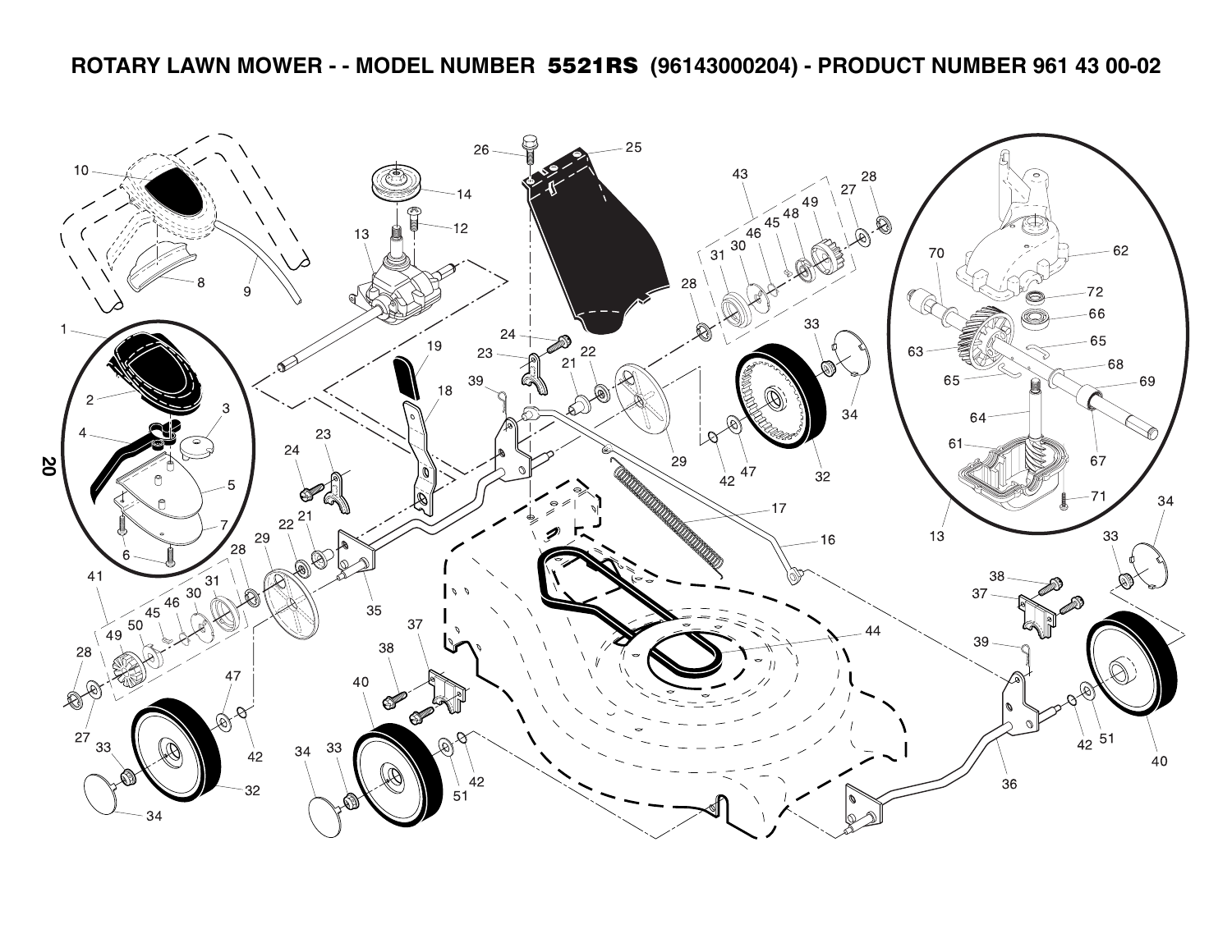# ROTARY LAWN MOWER - - MODEL NUMBER 5521RS (96143000204) - PRODUCT NUMBER 961 43 00-02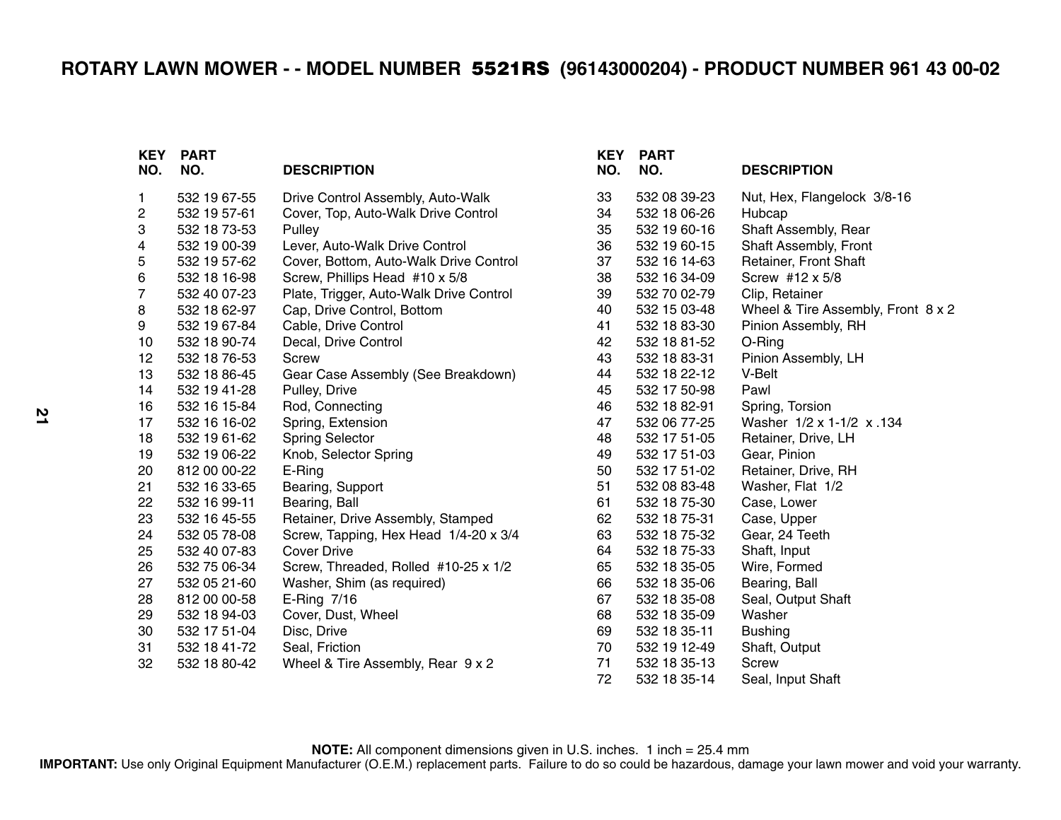# ROTARY LAWN MOWER - - MODEL NUMBER 5521RS (96143000204) - PRODUCT NUMBER 961 43 00-02

| KEY NO. | PART NO. | DESCRIPTION |
|---|---|---|
| 1 | 532 19 67-55 | Drive Control Assembly, Auto-Walk |
| 2 | 532 19 57-61 | Cover, Top, Auto-Walk Drive Control |
| 3 | 532 18 73-53 | Pulley |
| 4 | 532 19 00-39 | Lever, Auto-Walk Drive Control |
| 5 | 532 19 57-62 | Cover, Bottom, Auto-Walk Drive Control |
| 6 | 532 18 16-98 | Screw, Phillips Head #10 x 5/8 |
| 7 | 532 40 07-23 | Plate, Trigger, Auto-Walk Drive Control |
| 8 | 532 18 62-97 | Cap, Drive Control, Bottom |
| 9 | 532 19 67-84 | Cable, Drive Control |
| 10 | 532 18 90-74 | Decal, Drive Control |
| 12 | 532 18 76-53 | Screw |
| 13 | 532 18 86-45 | Gear Case Assembly (See Breakdown) |
| 14 | 532 19 41-28 | Pulley, Drive |
| 16 | 532 16 15-84 | Rod, Connecting |
| 17 | 532 16 16-02 | Spring, Extension |
| 18 | 532 19 61-62 | Spring Selector |
| 19 | 532 19 06-22 | Knob, Selector Spring |
| 20 | 812 00 00-22 | E-Ring |
| 21 | 532 16 33-65 | Bearing, Support |
| 22 | 532 16 99-11 | Bearing, Ball |
| 23 | 532 16 45-55 | Retainer, Drive Assembly, Stamped |
| 24 | 532 05 78-08 | Screw, Tapping, Hex Head 1/4-20 x 3/4 |
| 25 | 532 40 07-83 | Cover Drive |
| 26 | 532 75 06-34 | Screw, Threaded, Rolled #10-25 x 1/2 |
| 27 | 532 05 21-60 | Washer, Shim (as required) |
| 28 | 812 00 00-58 | E-Ring 7/16 |
| 29 | 532 18 94-03 | Cover, Dust, Wheel |
| 30 | 532 17 51-04 | Disc, Drive |
| 31 | 532 18 41-72 | Seal, Friction |
| 32 | 532 18 80-42 | Wheel & Tire Assembly, Rear 9 x 2 |
| 33 | 532 08 39-23 | Nut, Hex, Flangelock 3/8-16 |
| 34 | 532 18 06-26 | Hubcap |
| 35 | 532 19 60-16 | Shaft Assembly, Rear |
| 36 | 532 19 60-15 | Shaft Assembly, Front |
| 37 | 532 16 14-63 | Retainer, Front Shaft |
| 38 | 532 16 34-09 | Screw #12 x 5/8 |
| 39 | 532 70 02-79 | Clip, Retainer |
| 40 | 532 15 03-48 | Wheel & Tire Assembly, Front 8 x 2 |
| 41 | 532 18 83-30 | Pinion Assembly, RH |
| 42 | 532 18 81-52 | O-Ring |
| 43 | 532 18 83-31 | Pinion Assembly, LH |
| 44 | 532 18 22-12 | V-Belt |
| 45 | 532 17 50-98 | Pawl |
| 46 | 532 18 82-91 | Spring, Torsion |
| 47 | 532 06 77-25 | Washer 1/2 x 1-1/2 x .134 |
| 48 | 532 17 51-05 | Retainer, Drive, LH |
| 49 | 532 17 51-03 | Gear, Pinion |
| 50 | 532 17 51-02 | Retainer, Drive, RH |
| 51 | 532 08 83-48 | Washer, Flat 1/2 |
| 61 | 532 18 75-30 | Case, Lower |
| 62 | 532 18 75-31 | Case, Upper |
| 63 | 532 18 75-32 | Gear, 24 Teeth |
| 64 | 532 18 75-33 | Shaft, Input |
| 65 | 532 18 35-05 | Wire, Formed |
| 66 | 532 18 35-06 | Bearing, Ball |
| 67 | 532 18 35-08 | Seal, Output Shaft |
| 68 | 532 18 35-09 | Washer |
| 69 | 532 18 35-11 | Bushing |
| 70 | 532 19 12-49 | Shaft, Output |
| 71 | 532 18 35-13 | Screw |
| 72 | 532 18 35-14 | Seal, Input Shaft |

**NOTE:** All component dimensions given in U.S. inches. 1 inch = 25.4 mm

**IMPORTANT:** Use only Original Equipment Manufacturer (O.E.M.) replacement parts. Failure to do so could be hazardous, damage your lawn mower and void your warranty.